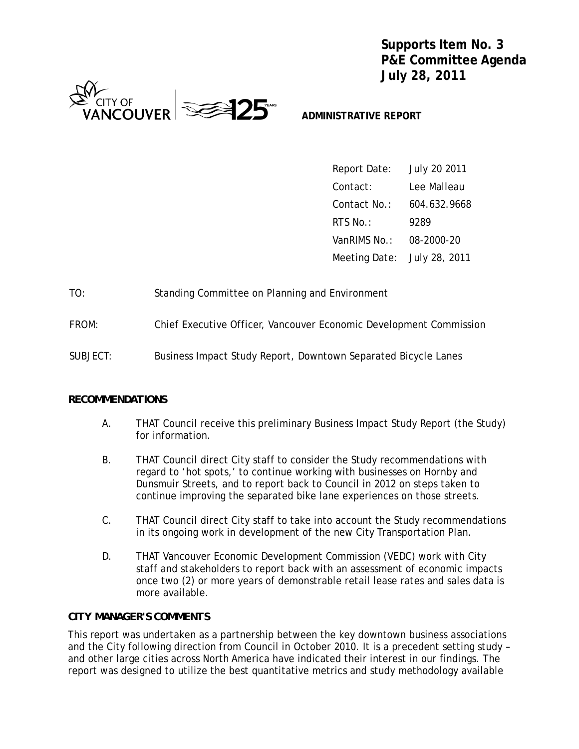**Supports Item No. 3**
**P&E Committee Agenda**
**July 28, 2011**

CITY OF VANCOUVER | 125 YEARS

**ADMINISTRATIVE REPORT**

| | |
|---|---|
| Report Date: | July 20 2011 |
| Contact: | Lee Malleau |
| Contact No.: | 604.632.9668 |
| RTS No.: | 9289 |
| VanRIMS No.: | 08-2000-20 |
| Meeting Date: | July 28, 2011 |

TO: Standing Committee on Planning and Environment

FROM: Chief Executive Officer, Vancouver Economic Development Commission

SUBJECT: Business Impact Study Report, Downtown Separated Bicycle Lanes

## RECOMMENDATIONS

A. THAT Council receive this preliminary Business Impact Study Report (the Study) for information.

B. THAT Council direct City staff to consider the Study recommendations with regard to 'hot spots,' to continue working with businesses on Hornby and Dunsmuir Streets, and to report back to Council in 2012 on steps taken to continue improving the separated bike lane experiences on those streets.

C. THAT Council direct City staff to take into account the Study recommendations in its ongoing work in development of the new City Transportation Plan.

D. THAT Vancouver Economic Development Commission (VEDC) work with City staff and stakeholders to report back with an assessment of economic impacts once two (2) or more years of demonstrable retail lease rates and sales data is more available.

## CITY MANAGER'S COMMENTS

This report was undertaken as a partnership between the key downtown business associations and the City following direction from Council in October 2010. It is a precedent setting study – and other large cities across North America have indicated their interest in our findings. The report was designed to utilize the best quantitative metrics and study methodology available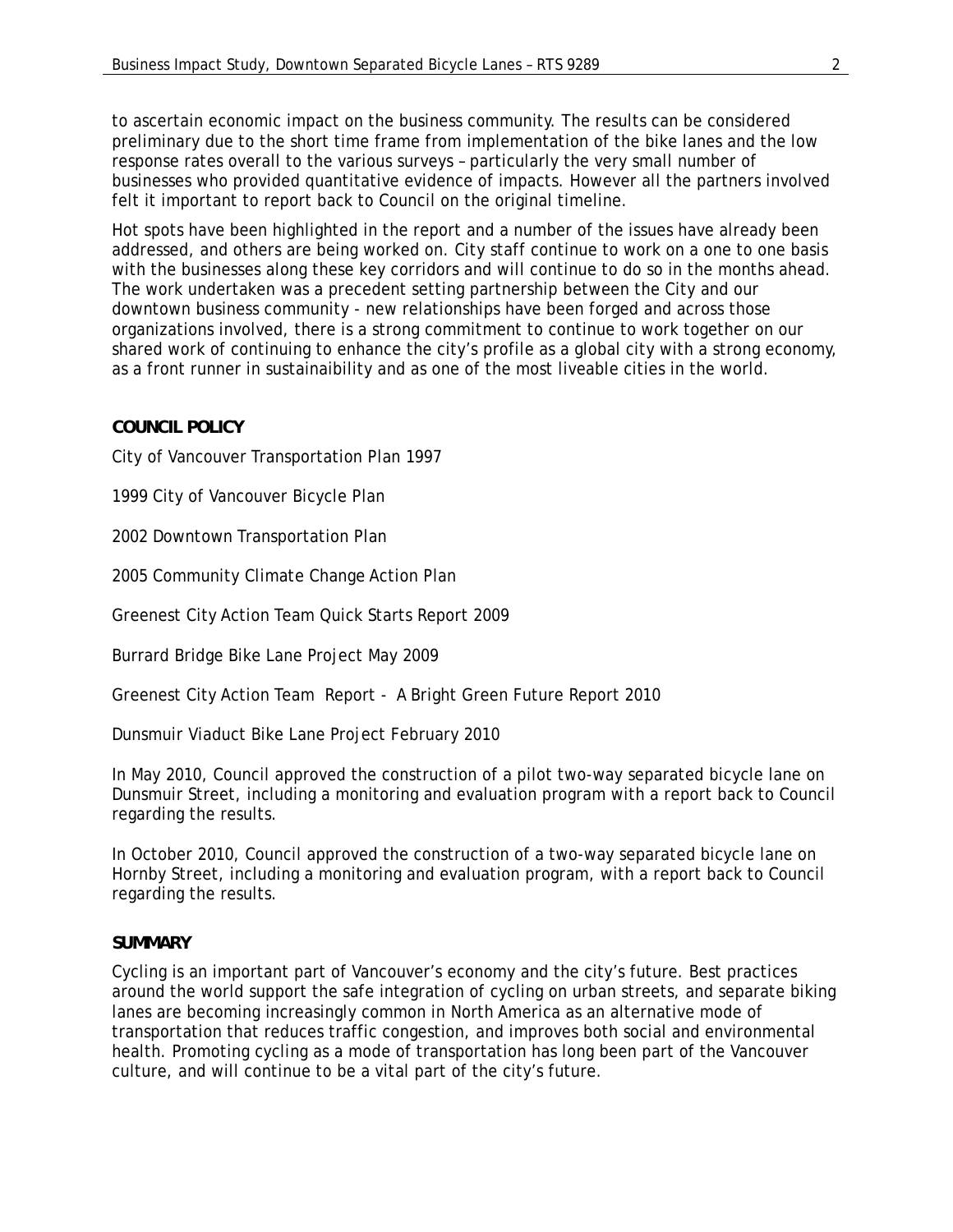to ascertain economic impact on the business community. The results can be considered preliminary due to the short time frame from implementation of the bike lanes and the low response rates overall to the various surveys – particularly the very small number of businesses who provided quantitative evidence of impacts. However all the partners involved felt it important to report back to Council on the original timeline.

Hot spots have been highlighted in the report and a number of the issues have already been addressed, and others are being worked on. City staff continue to work on a one to one basis with the businesses along these key corridors and will continue to do so in the months ahead. The work undertaken was a precedent setting partnership between the City and our downtown business community - new relationships have been forged and across those organizations involved, there is a strong commitment to continue to work together on our shared work of continuing to enhance the city's profile as a global city with a strong economy, as a front runner in sustainaibility and as one of the most liveable cities in the world.

**COUNCIL POLICY**

City of Vancouver Transportation Plan 1997

1999 City of Vancouver Bicycle Plan

2002 Downtown Transportation Plan

2005 Community Climate Change Action Plan

Greenest City Action Team Quick Starts Report 2009

Burrard Bridge Bike Lane Project May 2009

Greenest City Action Team Report - A Bright Green Future Report 2010

Dunsmuir Viaduct Bike Lane Project February 2010

In May 2010, Council approved the construction of a pilot two-way separated bicycle lane on Dunsmuir Street, including a monitoring and evaluation program with a report back to Council regarding the results.

In October 2010, Council approved the construction of a two-way separated bicycle lane on Hornby Street, including a monitoring and evaluation program, with a report back to Council regarding the results.

**SUMMARY**

Cycling is an important part of Vancouver's economy and the city's future. Best practices around the world support the safe integration of cycling on urban streets, and separate biking lanes are becoming increasingly common in North America as an alternative mode of transportation that reduces traffic congestion, and improves both social and environmental health. Promoting cycling as a mode of transportation has long been part of the Vancouver culture, and will continue to be a vital part of the city's future.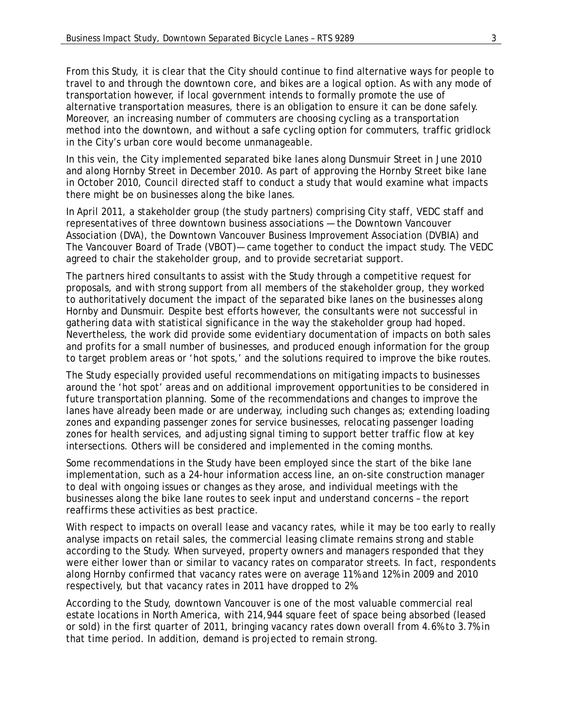From this Study, it is clear that the City should continue to find alternative ways for people to travel to and through the downtown core, and bikes are a logical option. As with any mode of transportation however, if local government intends to formally promote the use of alternative transportation measures, there is an obligation to ensure it can be done safely. Moreover, an increasing number of commuters are choosing cycling as a transportation method into the downtown, and without a safe cycling option for commuters, traffic gridlock in the City's urban core would become unmanageable.

In this vein, the City implemented separated bike lanes along Dunsmuir Street in June 2010 and along Hornby Street in December 2010. As part of approving the Hornby Street bike lane in October 2010, Council directed staff to conduct a study that would examine what impacts there might be on businesses along the bike lanes.

In April 2011, a stakeholder group (the study partners) comprising City staff, VEDC staff and representatives of three downtown business associations — the Downtown Vancouver Association (DVA), the Downtown Vancouver Business Improvement Association (DVBIA) and The Vancouver Board of Trade (VBOT)— came together to conduct the impact study. The VEDC agreed to chair the stakeholder group, and to provide secretariat support.

The partners hired consultants to assist with the Study through a competitive request for proposals, and with strong support from all members of the stakeholder group, they worked to authoritatively document the impact of the separated bike lanes on the businesses along Hornby and Dunsmuir. Despite best efforts however, the consultants were not successful in gathering data with statistical significance in the way the stakeholder group had hoped. Nevertheless, the work did provide some evidentiary documentation of impacts on both sales and profits for a small number of businesses, and produced enough information for the group to target problem areas or 'hot spots,' and the solutions required to improve the bike routes.

The Study especially provided useful recommendations on mitigating impacts to businesses around the 'hot spot' areas and on additional improvement opportunities to be considered in future transportation planning. Some of the recommendations and changes to improve the lanes have already been made or are underway, including such changes as; extending loading zones and expanding passenger zones for service businesses, relocating passenger loading zones for health services, and adjusting signal timing to support better traffic flow at key intersections. Others will be considered and implemented in the coming months.

Some recommendations in the Study have been employed since the start of the bike lane implementation, such as a 24-hour information access line, an on-site construction manager to deal with ongoing issues or changes as they arose, and individual meetings with the businesses along the bike lane routes to seek input and understand concerns – the report reaffirms these activities as best practice.

With respect to impacts on overall lease and vacancy rates, while it may be too early to really analyse impacts on retail sales, the commercial leasing climate remains strong and stable according to the Study. When surveyed, property owners and managers responded that they were either lower than or similar to vacancy rates on comparator streets. In fact, respondents along Hornby confirmed that vacancy rates were on average 11% and 12% in 2009 and 2010 respectively, but that vacancy rates in 2011 have dropped to 2%.

According to the Study, downtown Vancouver is one of the most valuable commercial real estate locations in North America, with 214,944 square feet of space being absorbed (leased or sold) in the first quarter of 2011, bringing vacancy rates down overall from 4.6% to 3.7% in that time period. In addition, demand is projected to remain strong.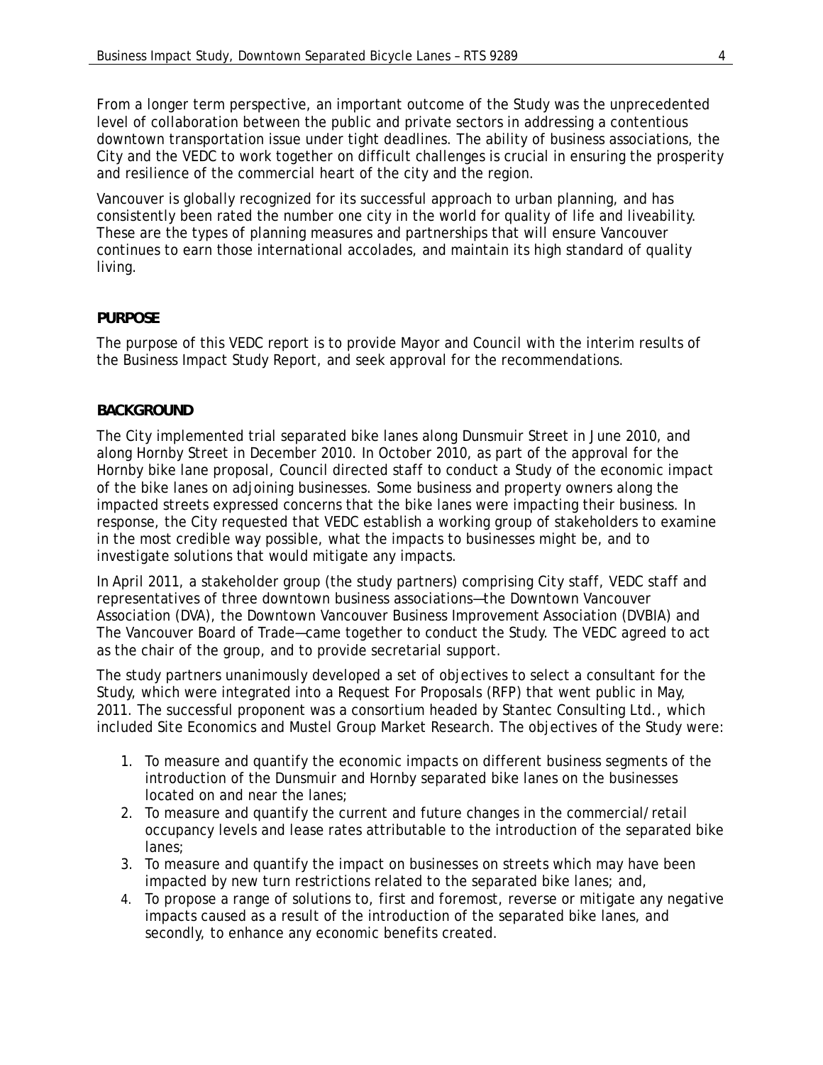From a longer term perspective, an important outcome of the Study was the unprecedented level of collaboration between the public and private sectors in addressing a contentious downtown transportation issue under tight deadlines. The ability of business associations, the City and the VEDC to work together on difficult challenges is crucial in ensuring the prosperity and resilience of the commercial heart of the city and the region.

Vancouver is globally recognized for its successful approach to urban planning, and has consistently been rated the number one city in the world for quality of life and liveability. These are the types of planning measures and partnerships that will ensure Vancouver continues to earn those international accolades, and maintain its high standard of quality living.

## PURPOSE

The purpose of this VEDC report is to provide Mayor and Council with the interim results of the Business Impact Study Report, and seek approval for the recommendations.

## BACKGROUND

The City implemented trial separated bike lanes along Dunsmuir Street in June 2010, and along Hornby Street in December 2010. In October 2010, as part of the approval for the Hornby bike lane proposal, Council directed staff to conduct a Study of the economic impact of the bike lanes on adjoining businesses. Some business and property owners along the impacted streets expressed concerns that the bike lanes were impacting their business. In response, the City requested that VEDC establish a working group of stakeholders to examine in the most credible way possible, what the impacts to businesses might be, and to investigate solutions that would mitigate any impacts.

In April 2011, a stakeholder group (the study partners) comprising City staff, VEDC staff and representatives of three downtown business associations—the Downtown Vancouver Association (DVA), the Downtown Vancouver Business Improvement Association (DVBIA) and The Vancouver Board of Trade—came together to conduct the Study. The VEDC agreed to act as the chair of the group, and to provide secretarial support.

The study partners unanimously developed a set of objectives to select a consultant for the Study, which were integrated into a Request For Proposals (RFP) that went public in May, 2011. The successful proponent was a consortium headed by Stantec Consulting Ltd., which included Site Economics and Mustel Group Market Research. The objectives of the Study were:

1. To measure and quantify the economic impacts on different business segments of the introduction of the Dunsmuir and Hornby separated bike lanes on the businesses located on and near the lanes;
2. To measure and quantify the current and future changes in the commercial/retail occupancy levels and lease rates attributable to the introduction of the separated bike lanes;
3. To measure and quantify the impact on businesses on streets which may have been impacted by new turn restrictions related to the separated bike lanes; and,
4. To propose a range of solutions to, first and foremost, reverse or mitigate any negative impacts caused as a result of the introduction of the separated bike lanes, and secondly, to enhance any economic benefits created.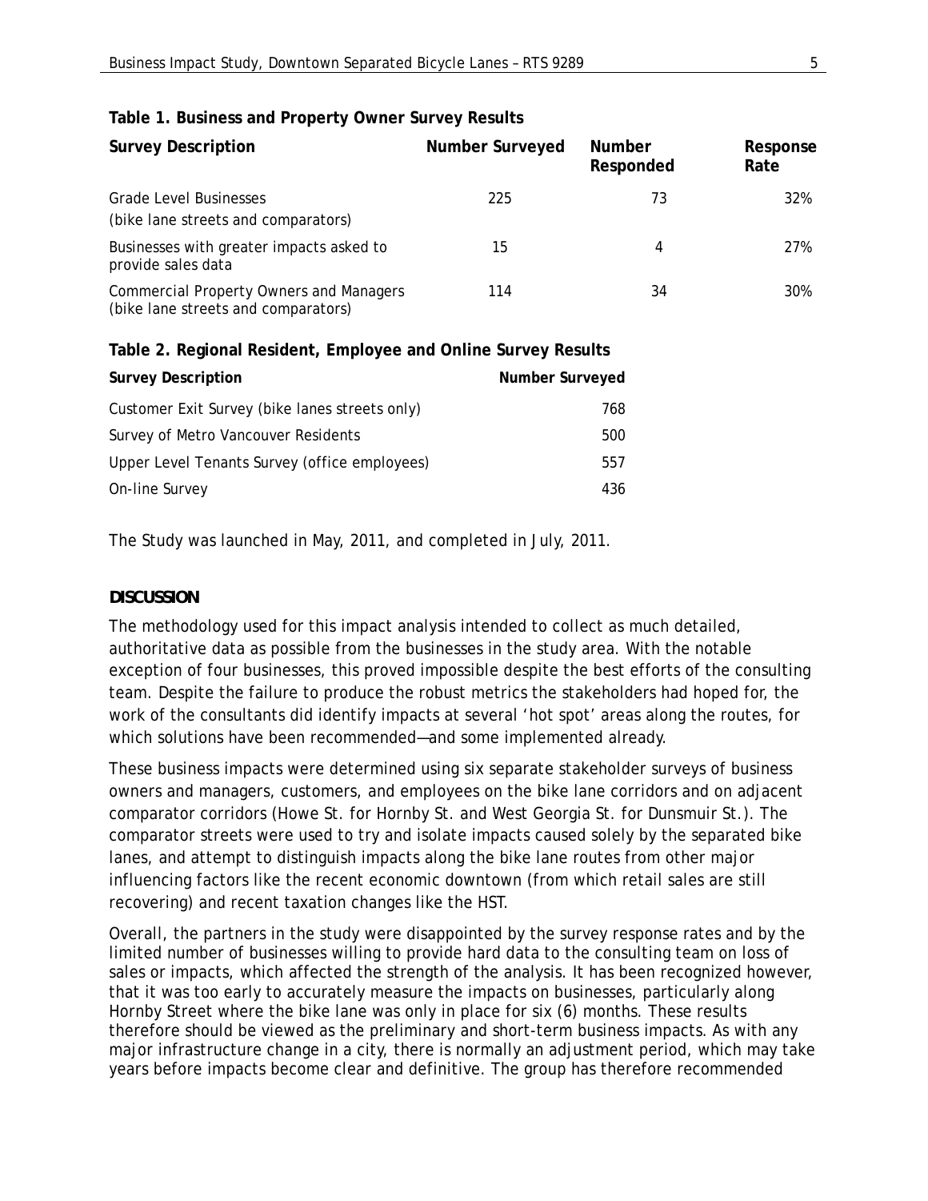**Table 1. Business and Property Owner Survey Results**

| Survey Description | Number Surveyed | Number Responded | Response Rate |
|---|---|---|---|
| Grade Level Businesses (bike lane streets and comparators) | 225 | 73 | 32% |
| Businesses with greater impacts asked to provide sales data | 15 | 4 | 27% |
| Commercial Property Owners and Managers (bike lane streets and comparators) | 114 | 34 | 30% |

**Table 2. Regional Resident, Employee and Online Survey Results**

| Survey Description | Number Surveyed |
|---|---|
| Customer Exit Survey (bike lanes streets only) | 768 |
| Survey of Metro Vancouver Residents | 500 |
| Upper Level Tenants Survey (office employees) | 557 |
| On-line Survey | 436 |

The Study was launched in May, 2011, and completed in July, 2011.

**DISCUSSION**

The methodology used for this impact analysis intended to collect as much detailed, authoritative data as possible from the businesses in the study area. With the notable exception of four businesses, this proved impossible despite the best efforts of the consulting team. Despite the failure to produce the robust metrics the stakeholders had hoped for, the work of the consultants did identify impacts at several 'hot spot' areas along the routes, for which solutions have been recommended—and some implemented already.

These business impacts were determined using six separate stakeholder surveys of business owners and managers, customers, and employees on the bike lane corridors and on adjacent comparator corridors (Howe St. for Hornby St. and West Georgia St. for Dunsmuir St.). The comparator streets were used to try and isolate impacts caused solely by the separated bike lanes, and attempt to distinguish impacts along the bike lane routes from other major influencing factors like the recent economic downtown (from which retail sales are still recovering) and recent taxation changes like the HST.

Overall, the partners in the study were disappointed by the survey response rates and by the limited number of businesses willing to provide hard data to the consulting team on loss of sales or impacts, which affected the strength of the analysis. It has been recognized however, that it was too early to accurately measure the impacts on businesses, particularly along Hornby Street where the bike lane was only in place for six (6) months. These results therefore should be viewed as the preliminary and short-term business impacts. As with any major infrastructure change in a city, there is normally an adjustment period, which may take years before impacts become clear and definitive. The group has therefore recommended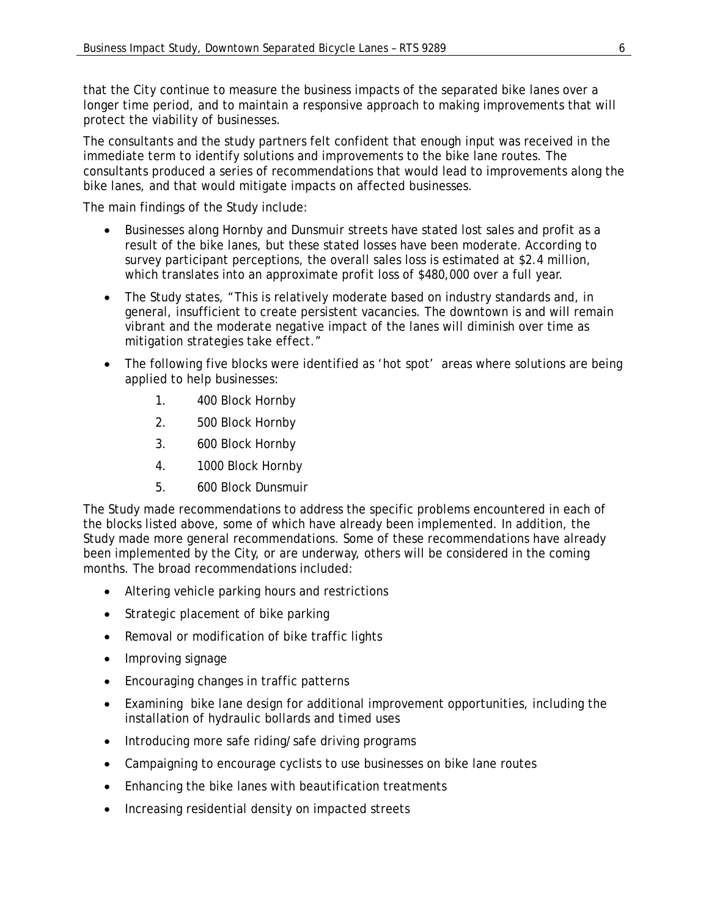that the City continue to measure the business impacts of the separated bike lanes over a longer time period, and to maintain a responsive approach to making improvements that will protect the viability of businesses.

The consultants and the study partners felt confident that enough input was received in the immediate term to identify solutions and improvements to the bike lane routes. The consultants produced a series of recommendations that would lead to improvements along the bike lanes, and that would mitigate impacts on affected businesses.

The main findings of the Study include:

- Businesses along Hornby and Dunsmuir streets have stated lost sales and profit as a result of the bike lanes, but these stated losses have been moderate. According to survey participant perceptions, the overall sales loss is estimated at $2.4 million, which translates into an approximate profit loss of $480,000 over a full year.
- The Study states, “This is relatively moderate based on industry standards and, in general, insufficient to create persistent vacancies. The downtown is and will remain vibrant and the moderate negative impact of the lanes will diminish over time as mitigation strategies take effect.”
- The following five blocks were identified as ‘hot spot’ areas where solutions are being applied to help businesses:
    1. 400 Block Hornby
    2. 500 Block Hornby
    3. 600 Block Hornby
    4. 1000 Block Hornby
    5. 600 Block Dunsmuir

The Study made recommendations to address the specific problems encountered in each of the blocks listed above, some of which have already been implemented. In addition, the Study made more general recommendations. Some of these recommendations have already been implemented by the City, or are underway, others will be considered in the coming months. The broad recommendations included:

- Altering vehicle parking hours and restrictions
- Strategic placement of bike parking
- Removal or modification of bike traffic lights
- Improving signage
- Encouraging changes in traffic patterns
- Examining bike lane design for additional improvement opportunities, including the installation of hydraulic bollards and timed uses
- Introducing more safe riding/safe driving programs
- Campaigning to encourage cyclists to use businesses on bike lane routes
- Enhancing the bike lanes with beautification treatments
- Increasing residential density on impacted streets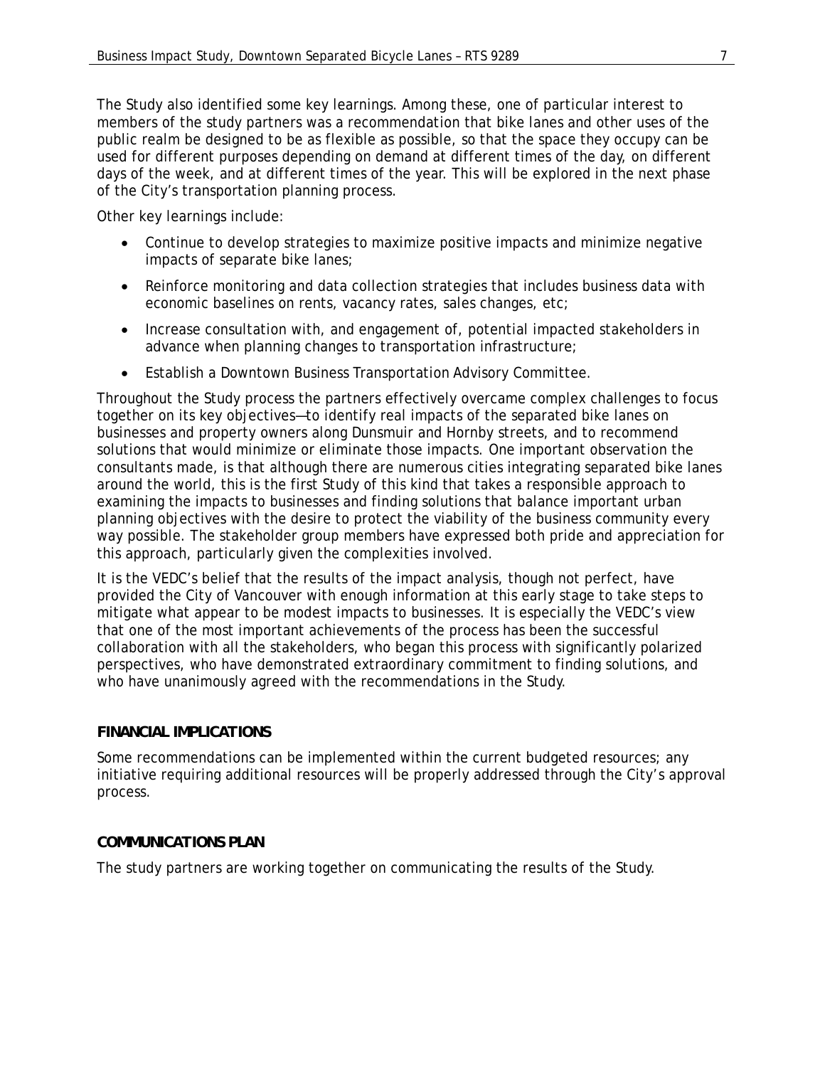The Study also identified some key learnings. Among these, one of particular interest to members of the study partners was a recommendation that bike lanes and other uses of the public realm be designed to be as flexible as possible, so that the space they occupy can be used for different purposes depending on demand at different times of the day, on different days of the week, and at different times of the year. This will be explored in the next phase of the City's transportation planning process.

Other key learnings include:

- Continue to develop strategies to maximize positive impacts and minimize negative impacts of separate bike lanes;
- Reinforce monitoring and data collection strategies that includes business data with economic baselines on rents, vacancy rates, sales changes, etc;
- Increase consultation with, and engagement of, potential impacted stakeholders in advance when planning changes to transportation infrastructure;
- Establish a Downtown Business Transportation Advisory Committee.

Throughout the Study process the partners effectively overcame complex challenges to focus together on its key objectives—to identify real impacts of the separated bike lanes on businesses and property owners along Dunsmuir and Hornby streets, and to recommend solutions that would minimize or eliminate those impacts. One important observation the consultants made, is that although there are numerous cities integrating separated bike lanes around the world, this is the first Study of this kind that takes a responsible approach to examining the impacts to businesses and finding solutions that balance important urban planning objectives with the desire to protect the viability of the business community every way possible. The stakeholder group members have expressed both pride and appreciation for this approach, particularly given the complexities involved.

It is the VEDC's belief that the results of the impact analysis, though not perfect, have provided the City of Vancouver with enough information at this early stage to take steps to mitigate what appear to be modest impacts to businesses. It is especially the VEDC's view that one of the most important achievements of the process has been the successful collaboration with all the stakeholders, who began this process with significantly polarized perspectives, who have demonstrated extraordinary commitment to finding solutions, and who have unanimously agreed with the recommendations in the Study.

## FINANCIAL IMPLICATIONS

Some recommendations can be implemented within the current budgeted resources; any initiative requiring additional resources will be properly addressed through the City's approval process.

## COMMUNICATIONS PLAN

The study partners are working together on communicating the results of the Study.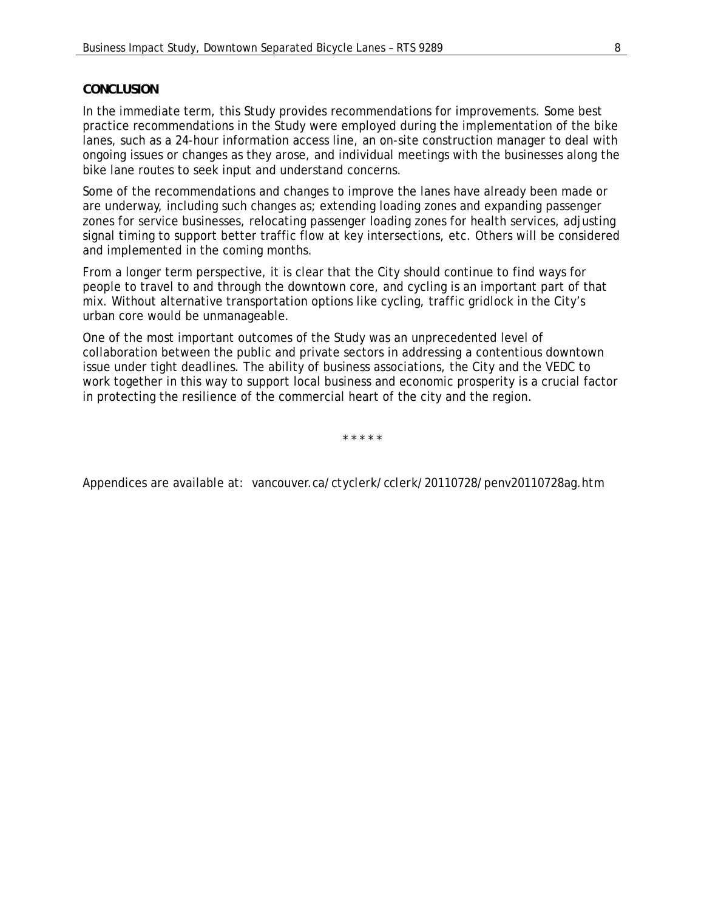**CONCLUSION**

In the immediate term, this Study provides recommendations for improvements. Some best practice recommendations in the Study were employed during the implementation of the bike lanes, such as a 24-hour information access line, an on-site construction manager to deal with ongoing issues or changes as they arose, and individual meetings with the businesses along the bike lane routes to seek input and understand concerns.

Some of the recommendations and changes to improve the lanes have already been made or are underway, including such changes as; extending loading zones and expanding passenger zones for service businesses, relocating passenger loading zones for health services, adjusting signal timing to support better traffic flow at key intersections, etc. Others will be considered and implemented in the coming months.

From a longer term perspective, it is clear that the City should continue to find ways for people to travel to and through the downtown core, and cycling is an important part of that mix. Without alternative transportation options like cycling, traffic gridlock in the City's urban core would be unmanageable.

One of the most important outcomes of the Study was an unprecedented level of collaboration between the public and private sectors in addressing a contentious downtown issue under tight deadlines. The ability of business associations, the City and the VEDC to work together in this way to support local business and economic prosperity is a crucial factor in protecting the resilience of the commercial heart of the city and the region.

\* \* \* \* \*

Appendices are available at: vancouver.ca/ctyclerk/cclerk/20110728/penv20110728ag.htm